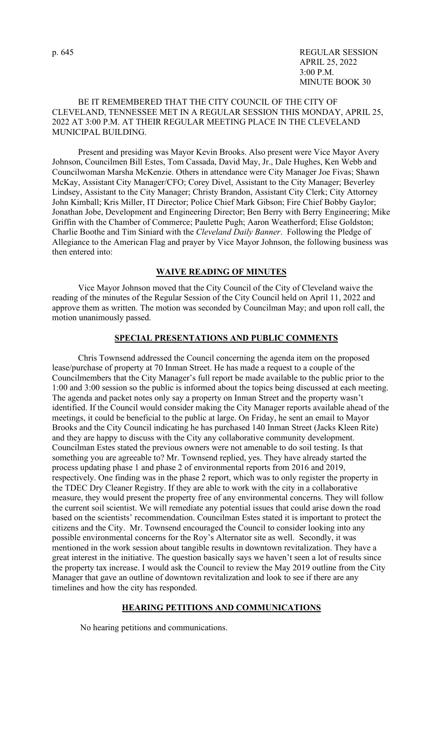REGULAR SESSION
APRIL 25, 2022
3:00 P.M.
MINUTE BOOK 30

BE IT REMEMBERED THAT THE CITY COUNCIL OF THE CITY OF CLEVELAND, TENNESSEE MET IN A REGULAR SESSION THIS MONDAY, APRIL 25, 2022 AT 3:00 P.M. AT THEIR REGULAR MEETING PLACE IN THE CLEVELAND MUNICIPAL BUILDING.

Present and presiding was Mayor Kevin Brooks. Also present were Vice Mayor Avery Johnson, Councilmen Bill Estes, Tom Cassada, David May, Jr., Dale Hughes, Ken Webb and Councilwoman Marsha McKenzie. Others in attendance were City Manager Joe Fivas; Shawn McKay, Assistant City Manager/CFO; Corey Divel, Assistant to the City Manager; Beverley Lindsey, Assistant to the City Manager; Christy Brandon, Assistant City Clerk; City Attorney John Kimball; Kris Miller, IT Director; Police Chief Mark Gibson; Fire Chief Bobby Gaylor; Jonathan Jobe, Development and Engineering Director; Ben Berry with Berry Engineering; Mike Griffin with the Chamber of Commerce; Paulette Pugh; Aaron Weatherford; Elise Goldston; Charlie Boothe and Tim Siniard with the *Cleveland Daily Banner*. Following the Pledge of Allegiance to the American Flag and prayer by Vice Mayor Johnson, the following business was then entered into:

## WAIVE READING OF MINUTES

Vice Mayor Johnson moved that the City Council of the City of Cleveland waive the reading of the minutes of the Regular Session of the City Council held on April 11, 2022 and approve them as written. The motion was seconded by Councilman May; and upon roll call, the motion unanimously passed.

## SPECIAL PRESENTATIONS AND PUBLIC COMMENTS

Chris Townsend addressed the Council concerning the agenda item on the proposed lease/purchase of property at 70 Inman Street. He has made a request to a couple of the Councilmembers that the City Manager's full report be made available to the public prior to the 1:00 and 3:00 session so the public is informed about the topics being discussed at each meeting. The agenda and packet notes only say a property on Inman Street and the property wasn't identified. If the Council would consider making the City Manager reports available ahead of the meetings, it could be beneficial to the public at large. On Friday, he sent an email to Mayor Brooks and the City Council indicating he has purchased 140 Inman Street (Jacks Kleen Rite) and they are happy to discuss with the City any collaborative community development. Councilman Estes stated the previous owners were not amenable to do soil testing. Is that something you are agreeable to? Mr. Townsend replied, yes. They have already started the process updating phase 1 and phase 2 of environmental reports from 2016 and 2019, respectively. One finding was in the phase 2 report, which was to only register the property in the TDEC Dry Cleaner Registry. If they are able to work with the city in a collaborative measure, they would present the property free of any environmental concerns. They will follow the current soil scientist. We will remediate any potential issues that could arise down the road based on the scientists' recommendation. Councilman Estes stated it is important to protect the citizens and the City. Mr. Townsend encouraged the Council to consider looking into any possible environmental concerns for the Roy's Alternator site as well. Secondly, it was mentioned in the work session about tangible results in downtown revitalization. They have a great interest in the initiative. The question basically says we haven't seen a lot of results since the property tax increase. I would ask the Council to review the May 2019 outline from the City Manager that gave an outline of downtown revitalization and look to see if there are any timelines and how the city has responded.

## HEARING PETITIONS AND COMMUNICATIONS

No hearing petitions and communications.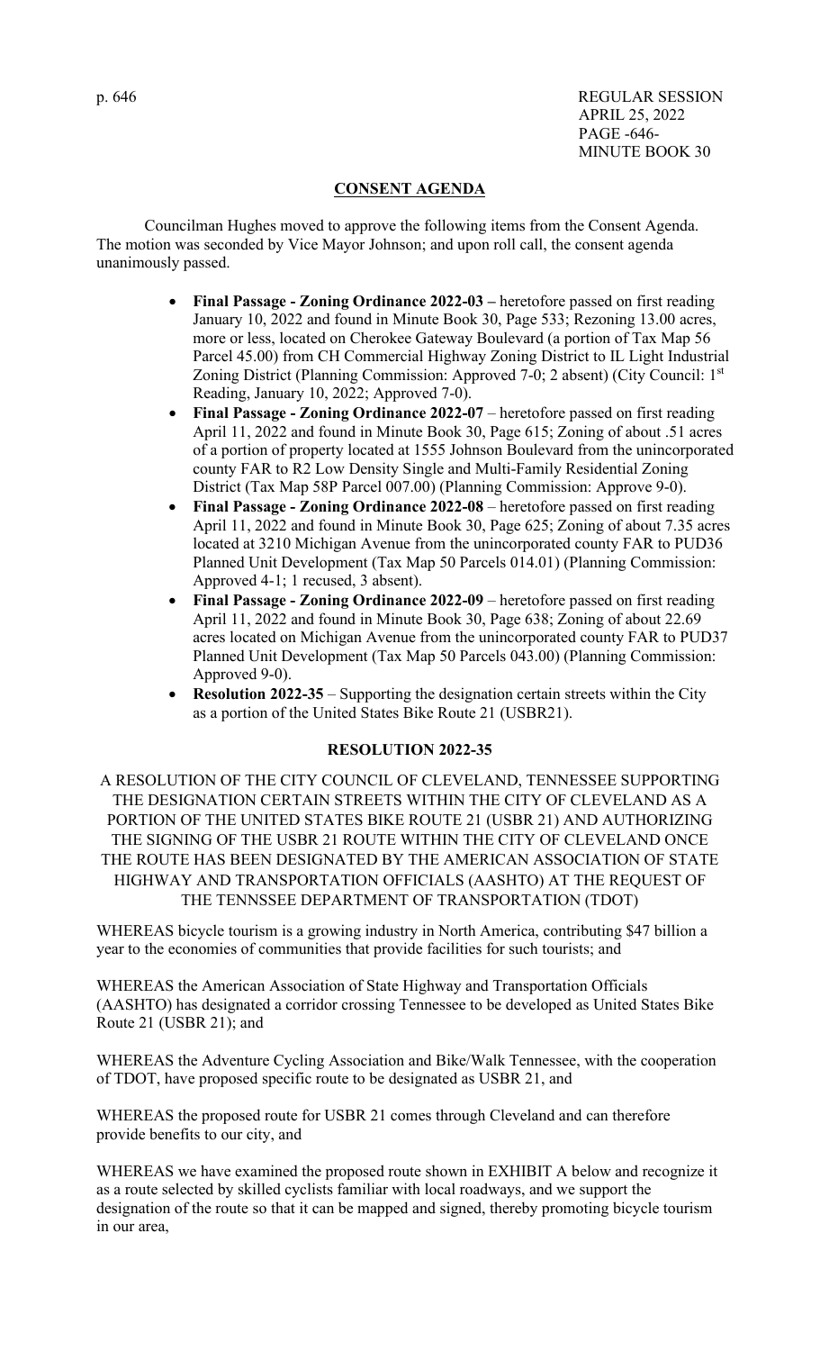## CONSENT AGENDA

Councilman Hughes moved to approve the following items from the Consent Agenda. The motion was seconded by Vice Mayor Johnson; and upon roll call, the consent agenda unanimously passed.

- **Final Passage - Zoning Ordinance 2022-03 –** heretofore passed on first reading January 10, 2022 and found in Minute Book 30, Page 533; Rezoning 13.00 acres, more or less, located on Cherokee Gateway Boulevard (a portion of Tax Map 56 Parcel 45.00) from CH Commercial Highway Zoning District to IL Light Industrial Zoning District (Planning Commission: Approved 7-0; 2 absent) (City Council: 1st Reading, January 10, 2022; Approved 7-0).
- **Final Passage - Zoning Ordinance 2022-07** – heretofore passed on first reading April 11, 2022 and found in Minute Book 30, Page 615; Zoning of about .51 acres of a portion of property located at 1555 Johnson Boulevard from the unincorporated county FAR to R2 Low Density Single and Multi-Family Residential Zoning District (Tax Map 58P Parcel 007.00) (Planning Commission: Approve 9-0).
- **Final Passage - Zoning Ordinance 2022-08** – heretofore passed on first reading April 11, 2022 and found in Minute Book 30, Page 625; Zoning of about 7.35 acres located at 3210 Michigan Avenue from the unincorporated county FAR to PUD36 Planned Unit Development (Tax Map 50 Parcels 014.01) (Planning Commission: Approved 4-1; 1 recused, 3 absent).
- **Final Passage - Zoning Ordinance 2022-09** – heretofore passed on first reading April 11, 2022 and found in Minute Book 30, Page 638; Zoning of about 22.69 acres located on Michigan Avenue from the unincorporated county FAR to PUD37 Planned Unit Development (Tax Map 50 Parcels 043.00) (Planning Commission: Approved 9-0).
- **Resolution 2022-35** – Supporting the designation certain streets within the City as a portion of the United States Bike Route 21 (USBR21).

## RESOLUTION 2022-35

A RESOLUTION OF THE CITY COUNCIL OF CLEVELAND, TENNESSEE SUPPORTING THE DESIGNATION CERTAIN STREETS WITHIN THE CITY OF CLEVELAND AS A PORTION OF THE UNITED STATES BIKE ROUTE 21 (USBR 21) AND AUTHORIZING THE SIGNING OF THE USBR 21 ROUTE WITHIN THE CITY OF CLEVELAND ONCE THE ROUTE HAS BEEN DESIGNATED BY THE AMERICAN ASSOCIATION OF STATE HIGHWAY AND TRANSPORTATION OFFICIALS (AASHTO) AT THE REQUEST OF THE TENNSSEE DEPARTMENT OF TRANSPORTATION (TDOT)

WHEREAS bicycle tourism is a growing industry in North America, contributing $47 billion a year to the economies of communities that provide facilities for such tourists; and

WHEREAS the American Association of State Highway and Transportation Officials (AASHTO) has designated a corridor crossing Tennessee to be developed as United States Bike Route 21 (USBR 21); and

WHEREAS the Adventure Cycling Association and Bike/Walk Tennessee, with the cooperation of TDOT, have proposed specific route to be designated as USBR 21, and

WHEREAS the proposed route for USBR 21 comes through Cleveland and can therefore provide benefits to our city, and

WHEREAS we have examined the proposed route shown in EXHIBIT A below and recognize it as a route selected by skilled cyclists familiar with local roadways, and we support the designation of the route so that it can be mapped and signed, thereby promoting bicycle tourism in our area,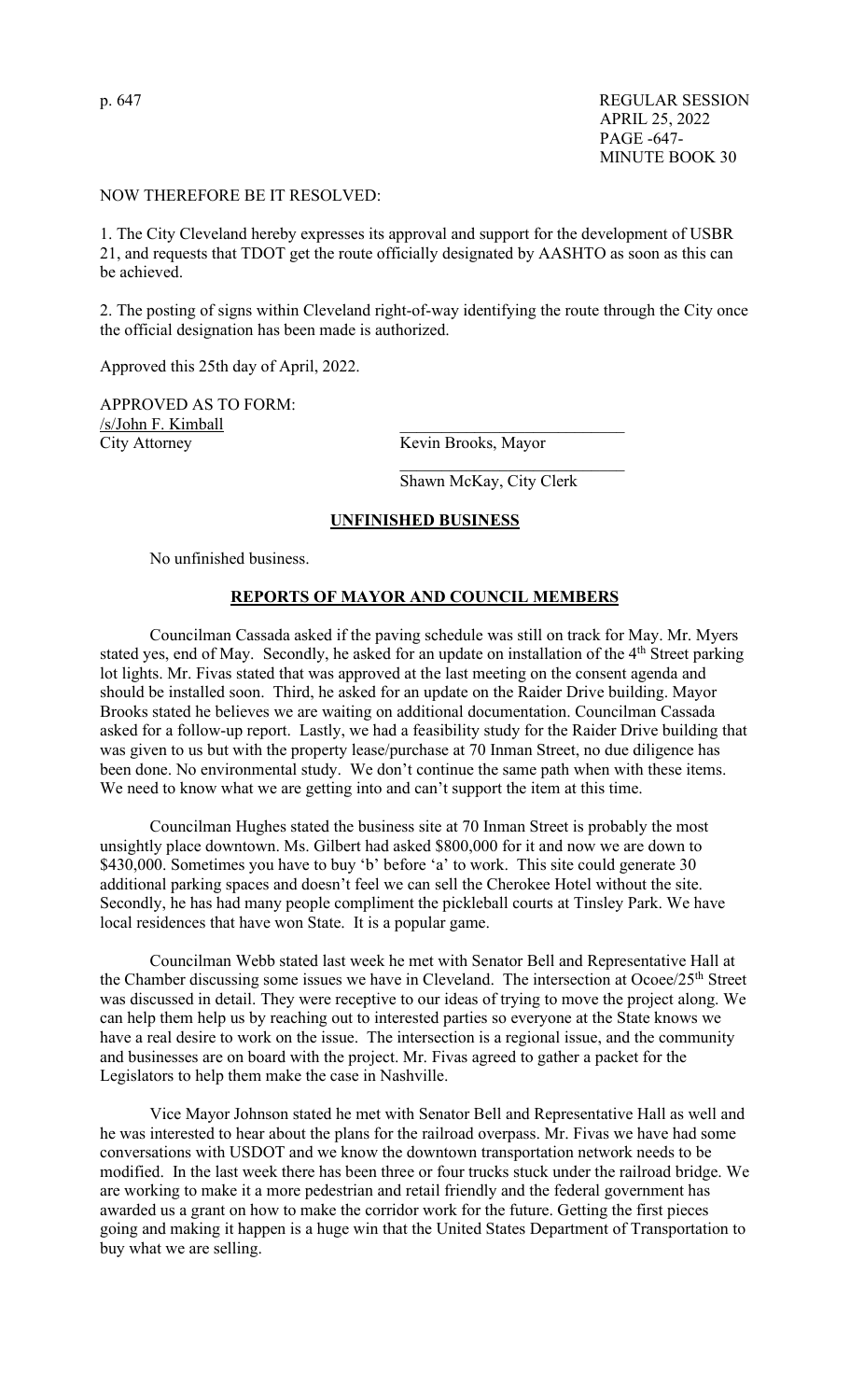NOW THEREFORE BE IT RESOLVED:

1. The City Cleveland hereby expresses its approval and support for the development of USBR 21, and requests that TDOT get the route officially designated by AASHTO as soon as this can be achieved.

2. The posting of signs within Cleveland right-of-way identifying the route through the City once the official designation has been made is authorized.

Approved this 25th day of April, 2022.

APPROVED AS TO FORM:
/s/John F. Kimball
City Attorney

\_\_\_\_\_\_\_\_\_\_\_\_\_\_\_\_\_\_\_\_\_\_\_\_\_\_\_
Kevin Brooks, Mayor

\_\_\_\_\_\_\_\_\_\_\_\_\_\_\_\_\_\_\_\_\_\_\_\_\_\_\_
Shawn McKay, City Clerk

## UNFINISHED BUSINESS

No unfinished business.

## REPORTS OF MAYOR AND COUNCIL MEMBERS

Councilman Cassada asked if the paving schedule was still on track for May. Mr. Myers stated yes, end of May. Secondly, he asked for an update on installation of the 4th Street parking lot lights. Mr. Fivas stated that was approved at the last meeting on the consent agenda and should be installed soon. Third, he asked for an update on the Raider Drive building. Mayor Brooks stated he believes we are waiting on additional documentation. Councilman Cassada asked for a follow-up report. Lastly, we had a feasibility study for the Raider Drive building that was given to us but with the property lease/purchase at 70 Inman Street, no due diligence has been done. No environmental study. We don't continue the same path when with these items. We need to know what we are getting into and can't support the item at this time.

Councilman Hughes stated the business site at 70 Inman Street is probably the most unsightly place downtown. Ms. Gilbert had asked $800,000 for it and now we are down to $430,000. Sometimes you have to buy 'b' before 'a' to work. This site could generate 30 additional parking spaces and doesn't feel we can sell the Cherokee Hotel without the site. Secondly, he has had many people compliment the pickleball courts at Tinsley Park. We have local residences that have won State. It is a popular game.

Councilman Webb stated last week he met with Senator Bell and Representative Hall at the Chamber discussing some issues we have in Cleveland. The intersection at Ocoee/25th Street was discussed in detail. They were receptive to our ideas of trying to move the project along. We can help them help us by reaching out to interested parties so everyone at the State knows we have a real desire to work on the issue. The intersection is a regional issue, and the community and businesses are on board with the project. Mr. Fivas agreed to gather a packet for the Legislators to help them make the case in Nashville.

Vice Mayor Johnson stated he met with Senator Bell and Representative Hall as well and he was interested to hear about the plans for the railroad overpass. Mr. Fivas we have had some conversations with USDOT and we know the downtown transportation network needs to be modified. In the last week there has been three or four trucks stuck under the railroad bridge. We are working to make it a more pedestrian and retail friendly and the federal government has awarded us a grant on how to make the corridor work for the future. Getting the first pieces going and making it happen is a huge win that the United States Department of Transportation to buy what we are selling.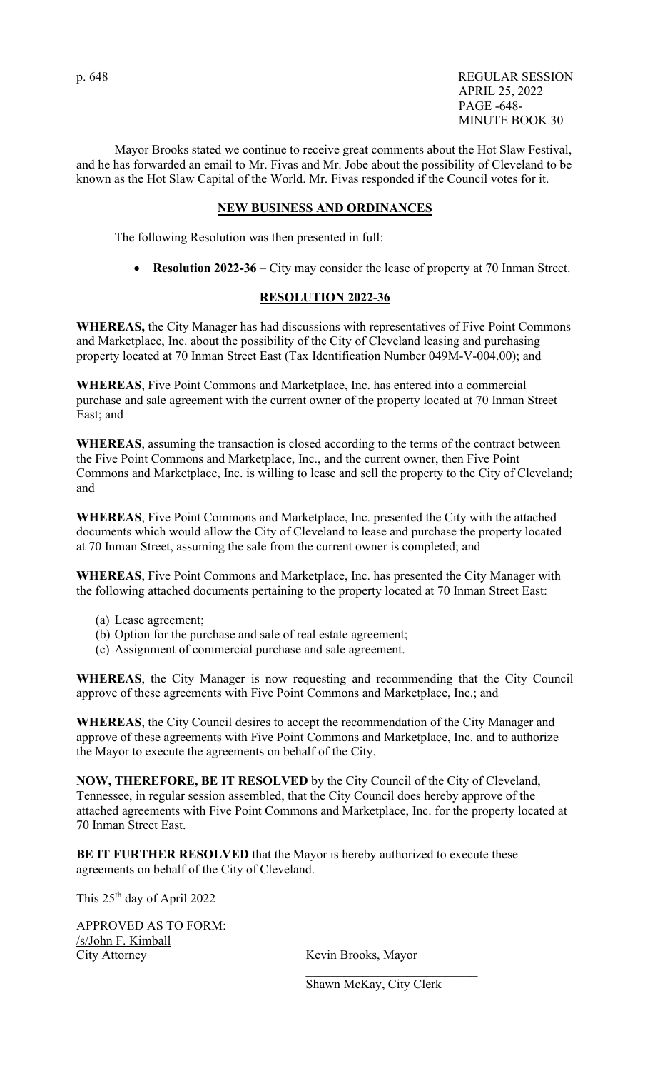Mayor Brooks stated we continue to receive great comments about the Hot Slaw Festival, and he has forwarded an email to Mr. Fivas and Mr. Jobe about the possibility of Cleveland to be known as the Hot Slaw Capital of the World. Mr. Fivas responded if the Council votes for it.

## NEW BUSINESS AND ORDINANCES

The following Resolution was then presented in full:

- **Resolution 2022-36** – City may consider the lease of property at 70 Inman Street.

## RESOLUTION 2022-36

**WHEREAS,** the City Manager has had discussions with representatives of Five Point Commons and Marketplace, Inc. about the possibility of the City of Cleveland leasing and purchasing property located at 70 Inman Street East (Tax Identification Number 049M-V-004.00); and

**WHEREAS**, Five Point Commons and Marketplace, Inc. has entered into a commercial purchase and sale agreement with the current owner of the property located at 70 Inman Street East; and

**WHEREAS**, assuming the transaction is closed according to the terms of the contract between the Five Point Commons and Marketplace, Inc., and the current owner, then Five Point Commons and Marketplace, Inc. is willing to lease and sell the property to the City of Cleveland; and

**WHEREAS**, Five Point Commons and Marketplace, Inc. presented the City with the attached documents which would allow the City of Cleveland to lease and purchase the property located at 70 Inman Street, assuming the sale from the current owner is completed; and

**WHEREAS**, Five Point Commons and Marketplace, Inc. has presented the City Manager with the following attached documents pertaining to the property located at 70 Inman Street East:

(a) Lease agreement;
(b) Option for the purchase and sale of real estate agreement;
(c) Assignment of commercial purchase and sale agreement.

**WHEREAS**, the City Manager is now requesting and recommending that the City Council approve of these agreements with Five Point Commons and Marketplace, Inc.; and

**WHEREAS**, the City Council desires to accept the recommendation of the City Manager and approve of these agreements with Five Point Commons and Marketplace, Inc. and to authorize the Mayor to execute the agreements on behalf of the City.

**NOW, THEREFORE, BE IT RESOLVED** by the City Council of the City of Cleveland, Tennessee, in regular session assembled, that the City Council does hereby approve of the attached agreements with Five Point Commons and Marketplace, Inc. for the property located at 70 Inman Street East.

**BE IT FURTHER RESOLVED** that the Mayor is hereby authorized to execute these agreements on behalf of the City of Cleveland.

This 25th day of April 2022

APPROVED AS TO FORM:
/s/John F. Kimball
City Attorney

\_\_\_\_\_\_\_\_\_\_\_\_\_\_\_\_\_\_\_\_\_\_\_\_\_\_
Kevin Brooks, Mayor

\_\_\_\_\_\_\_\_\_\_\_\_\_\_\_\_\_\_\_\_\_\_\_\_\_\_
Shawn McKay, City Clerk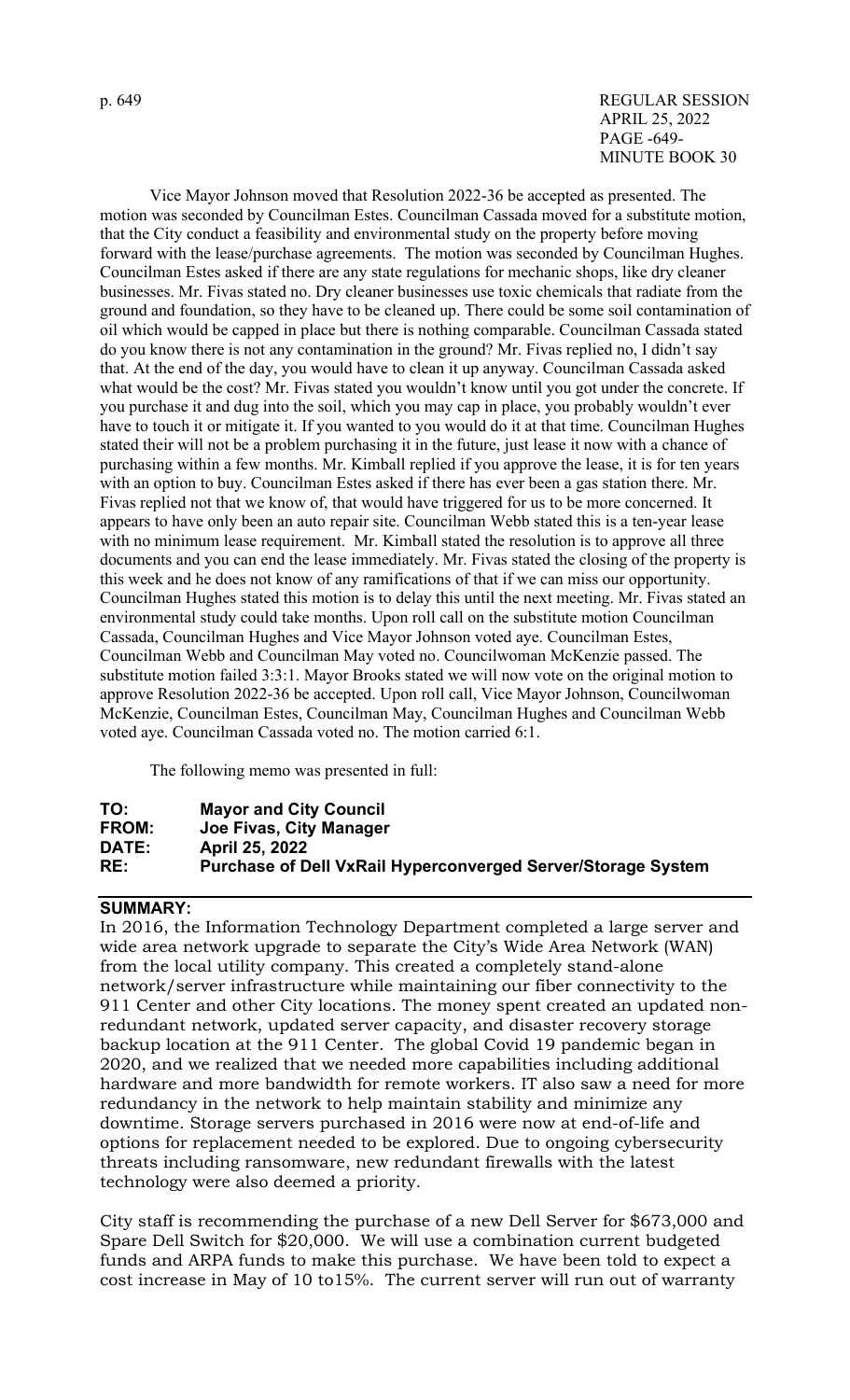Vice Mayor Johnson moved that Resolution 2022-36 be accepted as presented. The motion was seconded by Councilman Estes. Councilman Cassada moved for a substitute motion, that the City conduct a feasibility and environmental study on the property before moving forward with the lease/purchase agreements. The motion was seconded by Councilman Hughes. Councilman Estes asked if there are any state regulations for mechanic shops, like dry cleaner businesses. Mr. Fivas stated no. Dry cleaner businesses use toxic chemicals that radiate from the ground and foundation, so they have to be cleaned up. There could be some soil contamination of oil which would be capped in place but there is nothing comparable. Councilman Cassada stated do you know there is not any contamination in the ground? Mr. Fivas replied no, I didn't say that. At the end of the day, you would have to clean it up anyway. Councilman Cassada asked what would be the cost? Mr. Fivas stated you wouldn't know until you got under the concrete. If you purchase it and dug into the soil, which you may cap in place, you probably wouldn't ever have to touch it or mitigate it. If you wanted to you would do it at that time. Councilman Hughes stated their will not be a problem purchasing it in the future, just lease it now with a chance of purchasing within a few months. Mr. Kimball replied if you approve the lease, it is for ten years with an option to buy. Councilman Estes asked if there has ever been a gas station there. Mr. Fivas replied not that we know of, that would have triggered for us to be more concerned. It appears to have only been an auto repair site. Councilman Webb stated this is a ten-year lease with no minimum lease requirement. Mr. Kimball stated the resolution is to approve all three documents and you can end the lease immediately. Mr. Fivas stated the closing of the property is this week and he does not know of any ramifications of that if we can miss our opportunity. Councilman Hughes stated this motion is to delay this until the next meeting. Mr. Fivas stated an environmental study could take months. Upon roll call on the substitute motion Councilman Cassada, Councilman Hughes and Vice Mayor Johnson voted aye. Councilman Estes, Councilman Webb and Councilman May voted no. Councilwoman McKenzie passed. The substitute motion failed 3:3:1. Mayor Brooks stated we will now vote on the original motion to approve Resolution 2022-36 be accepted. Upon roll call, Vice Mayor Johnson, Councilwoman McKenzie, Councilman Estes, Councilman May, Councilman Hughes and Councilman Webb voted aye. Councilman Cassada voted no. The motion carried 6:1.

The following memo was presented in full:

**TO:** **Mayor and City Council**
**FROM:** **Joe Fivas, City Manager**
**DATE:** **April 25, 2022**
**RE:** **Purchase of Dell VxRail Hyperconverged Server/Storage System**

---

**SUMMARY:**

In 2016, the Information Technology Department completed a large server and wide area network upgrade to separate the City's Wide Area Network (WAN) from the local utility company. This created a completely stand-alone network/server infrastructure while maintaining our fiber connectivity to the 911 Center and other City locations. The money spent created an updated non-redundant network, updated server capacity, and disaster recovery storage backup location at the 911 Center. The global Covid 19 pandemic began in 2020, and we realized that we needed more capabilities including additional hardware and more bandwidth for remote workers. IT also saw a need for more redundancy in the network to help maintain stability and minimize any downtime. Storage servers purchased in 2016 were now at end-of-life and options for replacement needed to be explored. Due to ongoing cybersecurity threats including ransomware, new redundant firewalls with the latest technology were also deemed a priority.

City staff is recommending the purchase of a new Dell Server for $673,000 and Spare Dell Switch for $20,000. We will use a combination current budgeted funds and ARPA funds to make this purchase. We have been told to expect a cost increase in May of 10 to15%. The current server will run out of warranty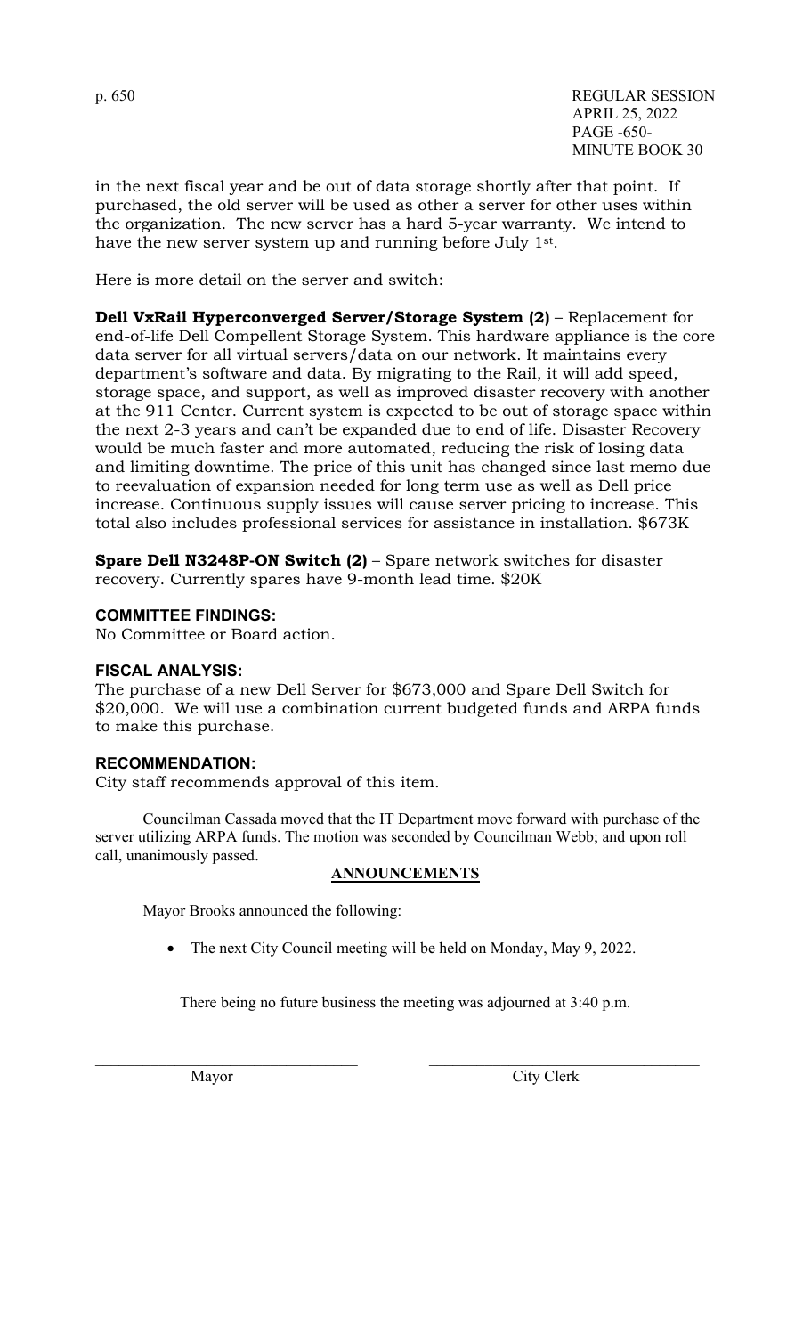in the next fiscal year and be out of data storage shortly after that point. If purchased, the old server will be used as other a server for other uses within the organization. The new server has a hard 5-year warranty. We intend to have the new server system up and running before July 1st.

Here is more detail on the server and switch:

**Dell VxRail Hyperconverged Server/Storage System (2)** – Replacement for end-of-life Dell Compellent Storage System. This hardware appliance is the core data server for all virtual servers/data on our network. It maintains every department's software and data. By migrating to the Rail, it will add speed, storage space, and support, as well as improved disaster recovery with another at the 911 Center. Current system is expected to be out of storage space within the next 2-3 years and can't be expanded due to end of life. Disaster Recovery would be much faster and more automated, reducing the risk of losing data and limiting downtime. The price of this unit has changed since last memo due to reevaluation of expansion needed for long term use as well as Dell price increase. Continuous supply issues will cause server pricing to increase. This total also includes professional services for assistance in installation. $673K

**Spare Dell N3248P-ON Switch (2)** – Spare network switches for disaster recovery. Currently spares have 9-month lead time. $20K

**COMMITTEE FINDINGS:**
No Committee or Board action.

**FISCAL ANALYSIS:**
The purchase of a new Dell Server for $673,000 and Spare Dell Switch for $20,000. We will use a combination current budgeted funds and ARPA funds to make this purchase.

**RECOMMENDATION:**
City staff recommends approval of this item.

Councilman Cassada moved that the IT Department move forward with purchase of the server utilizing ARPA funds. The motion was seconded by Councilman Webb; and upon roll call, unanimously passed.

## ANNOUNCEMENTS

Mayor Brooks announced the following:

- The next City Council meeting will be held on Monday, May 9, 2022.

There being no future business the meeting was adjourned at 3:40 p.m.

\_\_\_\_\_\_\_\_\_\_\_\_\_\_\_\_\_\_\_\_\_\_\_\_\_\_\_\_\_\_ Mayor

\_\_\_\_\_\_\_\_\_\_\_\_\_\_\_\_\_\_\_\_\_\_\_\_\_\_\_\_\_\_ City Clerk